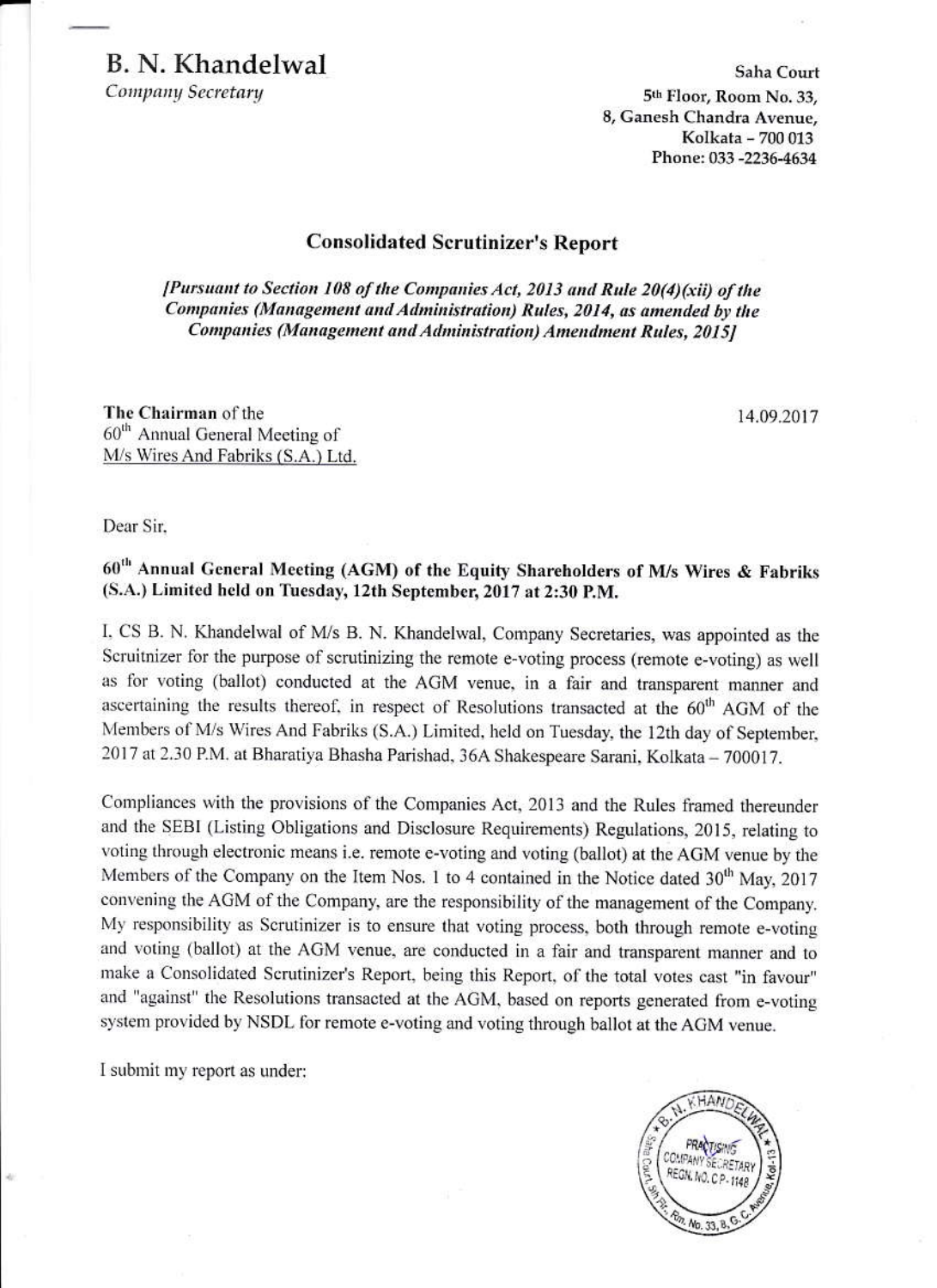# B. N. Khandelwal

*Company Secretary*

Saha Court
5th Floor, Room No. 33,
8, Ganesh Chandra Avenue,
Kolkata – 700 013
Phone: 033 -2236-4634

## Consolidated Scrutinizer's Report

*[Pursuant to Section 108 of the Companies Act, 2013 and Rule 20(4)(xii) of the Companies (Management and Administration) Rules, 2014, as amended by the Companies (Management and Administration) Amendment Rules, 2015]*

**The Chairman** of the
60th Annual General Meeting of
M/s Wires And Fabriks (S.A.) Ltd.

14.09.2017

Dear Sir,

**60th Annual General Meeting (AGM) of the Equity Shareholders of M/s Wires & Fabriks (S.A.) Limited held on Tuesday, 12th September, 2017 at 2:30 P.M.**

I, CS B. N. Khandelwal of M/s B. N. Khandelwal, Company Secretaries, was appointed as the Scruitnizer for the purpose of scrutinizing the remote e-voting process (remote e-voting) as well as for voting (ballot) conducted at the AGM venue, in a fair and transparent manner and ascertaining the results thereof, in respect of Resolutions transacted at the 60th AGM of the Members of M/s Wires And Fabriks (S.A.) Limited, held on Tuesday, the 12th day of September, 2017 at 2.30 P.M. at Bharatiya Bhasha Parishad, 36A Shakespeare Sarani, Kolkata – 700017.

Compliances with the provisions of the Companies Act, 2013 and the Rules framed thereunder and the SEBI (Listing Obligations and Disclosure Requirements) Regulations, 2015, relating to voting through electronic means i.e. remote e-voting and voting (ballot) at the AGM venue by the Members of the Company on the Item Nos. 1 to 4 contained in the Notice dated 30th May, 2017 convening the AGM of the Company, are the responsibility of the management of the Company. My responsibility as Scrutinizer is to ensure that voting process, both through remote e-voting and voting (ballot) at the AGM venue, are conducted in a fair and transparent manner and to make a Consolidated Scrutinizer's Report, being this Report, of the total votes cast "in favour" and "against" the Resolutions transacted at the AGM, based on reports generated from e-voting system provided by NSDL for remote e-voting and voting through ballot at the AGM venue.

I submit my report as under: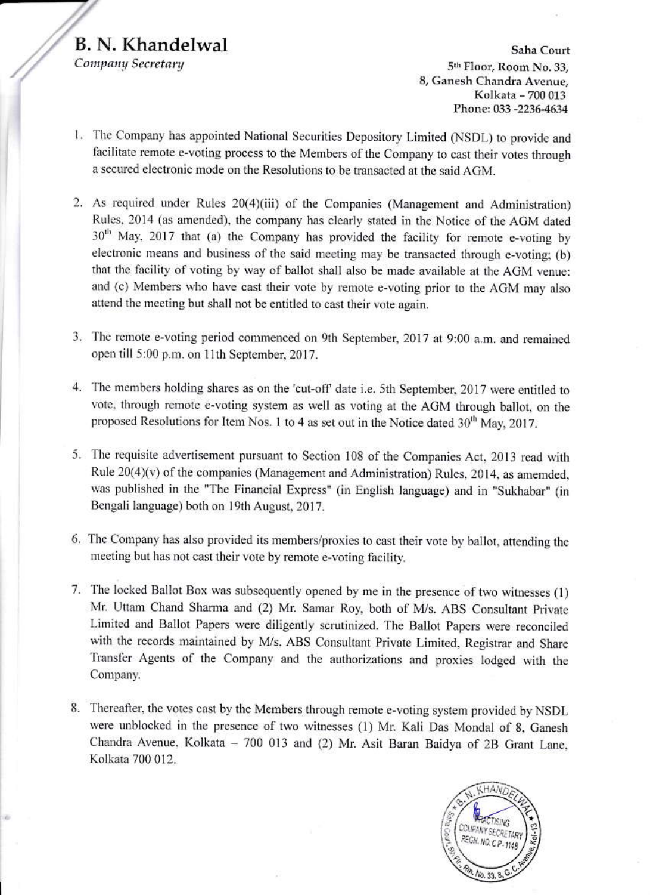**B. N. Khandelwal**
*Company Secretary*

Saha Court
5th Floor, Room No. 33,
8, Ganesh Chandra Avenue,
Kolkata – 700 013
Phone: 033 -2236-4634

1. The Company has appointed National Securities Depository Limited (NSDL) to provide and facilitate remote e-voting process to the Members of the Company to cast their votes through a secured electronic mode on the Resolutions to be transacted at the said AGM.

2. As required under Rules 20(4)(iii) of the Companies (Management and Administration) Rules, 2014 (as amended), the company has clearly stated in the Notice of the AGM dated 30th May, 2017 that (a) the Company has provided the facility for remote e-voting by electronic means and business of the said meeting may be transacted through e-voting; (b) that the facility of voting by way of ballot shall also be made available at the AGM venue: and (c) Members who have cast their vote by remote e-voting prior to the AGM may also attend the meeting but shall not be entitled to cast their vote again.

3. The remote e-voting period commenced on 9th September, 2017 at 9:00 a.m. and remained open till 5:00 p.m. on 11th September, 2017.

4. The members holding shares as on the 'cut-off' date i.e. 5th September, 2017 were entitled to vote, through remote e-voting system as well as voting at the AGM through ballot, on the proposed Resolutions for Item Nos. 1 to 4 as set out in the Notice dated 30th May, 2017.

5. The requisite advertisement pursuant to Section 108 of the Companies Act, 2013 read with Rule 20(4)(v) of the companies (Management and Administration) Rules, 2014, as amemded, was published in the "The Financial Express" (in English language) and in "Sukhabar" (in Bengali language) both on 19th August, 2017.

6. The Company has also provided its members/proxies to cast their vote by ballot, attending the meeting but has not cast their vote by remote e-voting facility.

7. The locked Ballot Box was subsequently opened by me in the presence of two witnesses (1) Mr. Uttam Chand Sharma and (2) Mr. Samar Roy, both of M/s. ABS Consultant Private Limited and Ballot Papers were diligently scrutinized. The Ballot Papers were reconciled with the records maintained by M/s. ABS Consultant Private Limited, Registrar and Share Transfer Agents of the Company and the authorizations and proxies lodged with the Company.

8. Thereafter, the votes cast by the Members through remote e-voting system provided by NSDL were unblocked in the presence of two witnesses (1) Mr. Kali Das Mondal of 8, Ganesh Chandra Avenue, Kolkata – 700 013 and (2) Mr. Asit Baran Baidya of 2B Grant Lane, Kolkata 700 012.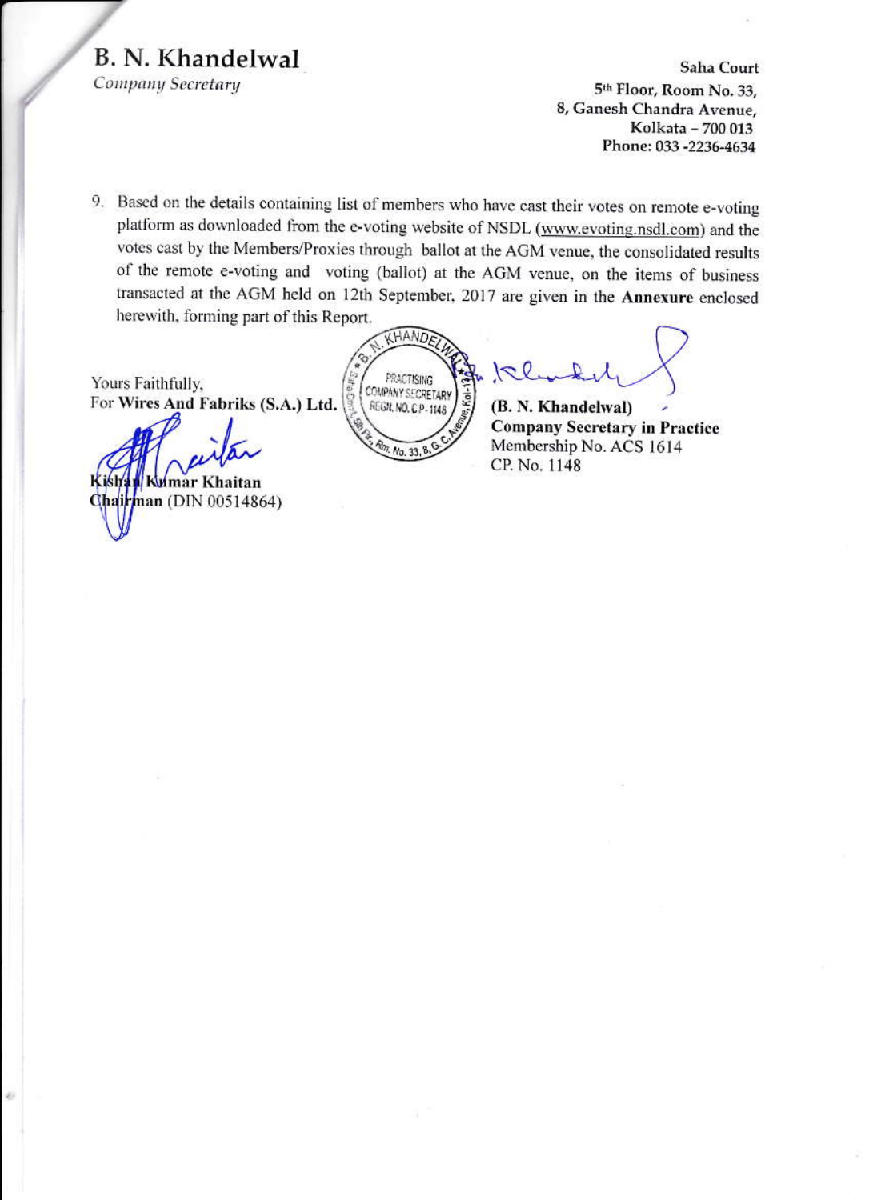# B. N. Khandelwal

*Company Secretary*

Saha Court
5th Floor, Room No. 33,
8, Ganesh Chandra Avenue,
Kolkata – 700 013
Phone: 033 -2236-4634

9. Based on the details containing list of members who have cast their votes on remote e-voting platform as downloaded from the e-voting website of NSDL (www.evoting.nsdl.com) and the votes cast by the Members/Proxies through ballot at the AGM venue, the consolidated results of the remote e-voting and voting (ballot) at the AGM venue, on the items of business transacted at the AGM held on 12th September, 2017 are given in the **Annexure** enclosed herewith, forming part of this Report.

Yours Faithfully,
For **Wires And Fabriks (S.A.) Ltd.**

**Kishan Kumar Khaitan**
**Chairman** (DIN 00514864)

**(B. N. Khandelwal)**
**Company Secretary in Practice**
Membership No. ACS 1614
CP. No. 1148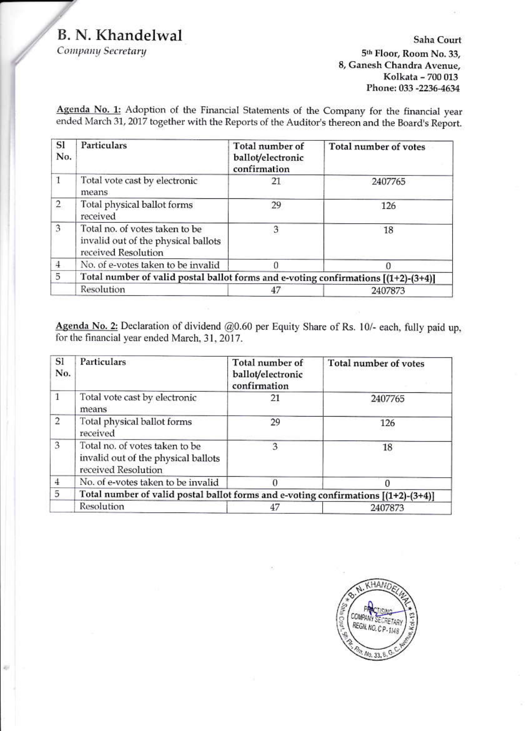# B. N. Khandelwal

*Company Secretary*

Saha Court
5th Floor, Room No. 33,
8, Ganesh Chandra Avenue,
Kolkata - 700 013
Phone: 033 -2236-4634

<u>Agenda No. 1:</u> Adoption of the Financial Statements of the Company for the financial year ended March 31, 2017 together with the Reports of the Auditor's thereon and the Board's Report.

| Sl No. | Particulars | Total number of ballot/electronic confirmation | Total number of votes |
|---|---|---|---|
| 1 | Total vote cast by electronic means | 21 | 2407765 |
| 2 | Total physical ballot forms received | 29 | 126 |
| 3 | Total no. of votes taken to be invalid out of the physical ballots received Resolution | 3 | 18 |
| 4 | No. of e-votes taken to be invalid | 0 | 0 |
| 5 | Total number of valid postal ballot forms and e-voting confirmations [(1+2)-(3+4)] | | |
| | Resolution | 47 | 2407873 |

<u>Agenda No. 2:</u> Declaration of dividend @0.60 per Equity Share of Rs. 10/- each, fully paid up, for the financial year ended March, 31, 2017.

| Sl No. | Particulars | Total number of ballot/electronic confirmation | Total number of votes |
|---|---|---|---|
| 1 | Total vote cast by electronic means | 21 | 2407765 |
| 2 | Total physical ballot forms received | 29 | 126 |
| 3 | Total no. of votes taken to be invalid out of the physical ballots received Resolution | 3 | 18 |
| 4 | No. of e-votes taken to be invalid | 0 | 0 |
| 5 | Total number of valid postal ballot forms and e-voting confirmations [(1+2)-(3+4)] | | |
| | Resolution | 47 | 2407873 |

B. N. KHANDELWAL
PRACTISING COMPANY SECRETARY
REGN. NO. CP-1148
Saha Court, 5th Flr., Rm. No. 33, 8, G.C. Avenue, Kol-13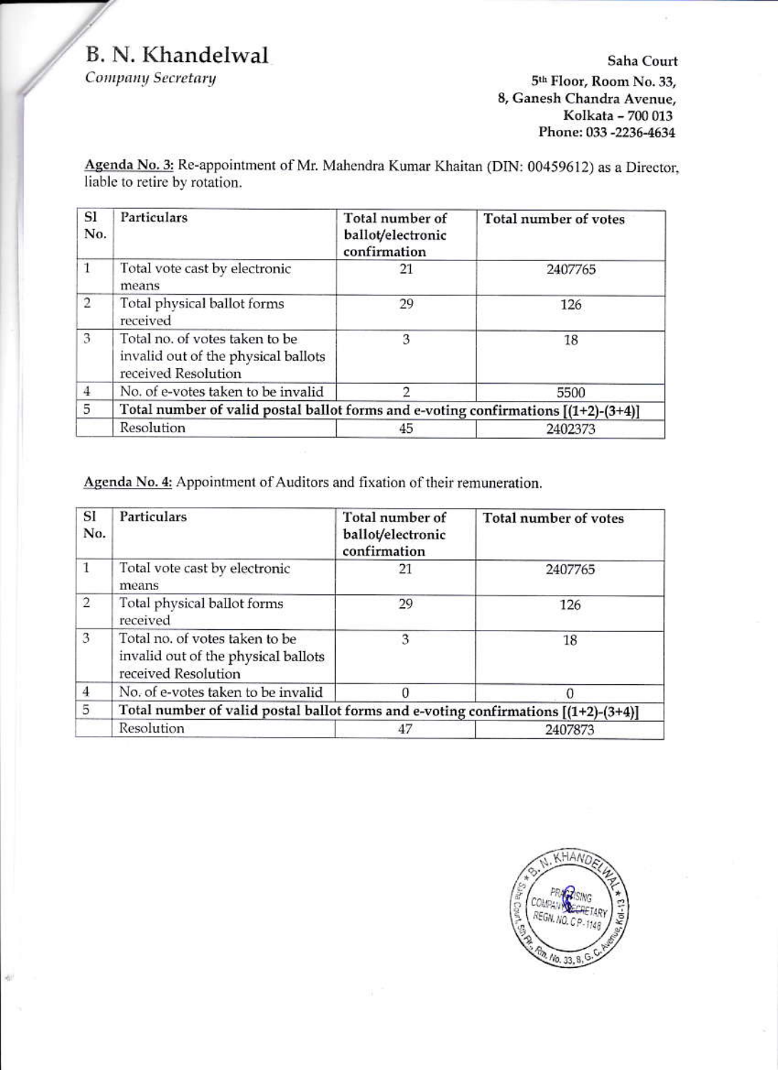# B. N. Khandelwal

*Company Secretary*

Saha Court
5th Floor, Room No. 33,
8, Ganesh Chandra Avenue,
Kolkata – 700 013
Phone: 033 -2236-4634

Agenda No. 3: Re-appointment of Mr. Mahendra Kumar Khaitan (DIN: 00459612) as a Director, liable to retire by rotation.

| Sl No. | Particulars | Total number of ballot/electronic confirmation | Total number of votes |
|---|---|---|---|
| 1 | Total vote cast by electronic means | 21 | 2407765 |
| 2 | Total physical ballot forms received | 29 | 126 |
| 3 | Total no. of votes taken to be invalid out of the physical ballots received Resolution | 3 | 18 |
| 4 | No. of e-votes taken to be invalid | 2 | 5500 |
| 5 | Total number of valid postal ballot forms and e-voting confirmations [(1+2)-(3+4)] | | |
| | Resolution | 45 | 2402373 |

Agenda No. 4: Appointment of Auditors and fixation of their remuneration.

| Sl No. | Particulars | Total number of ballot/electronic confirmation | Total number of votes |
|---|---|---|---|
| 1 | Total vote cast by electronic means | 21 | 2407765 |
| 2 | Total physical ballot forms received | 29 | 126 |
| 3 | Total no. of votes taken to be invalid out of the physical ballots received Resolution | 3 | 18 |
| 4 | No. of e-votes taken to be invalid | 0 | 0 |
| 5 | Total number of valid postal ballot forms and e-voting confirmations [(1+2)-(3+4)] | | |
| | Resolution | 47 | 2407873 |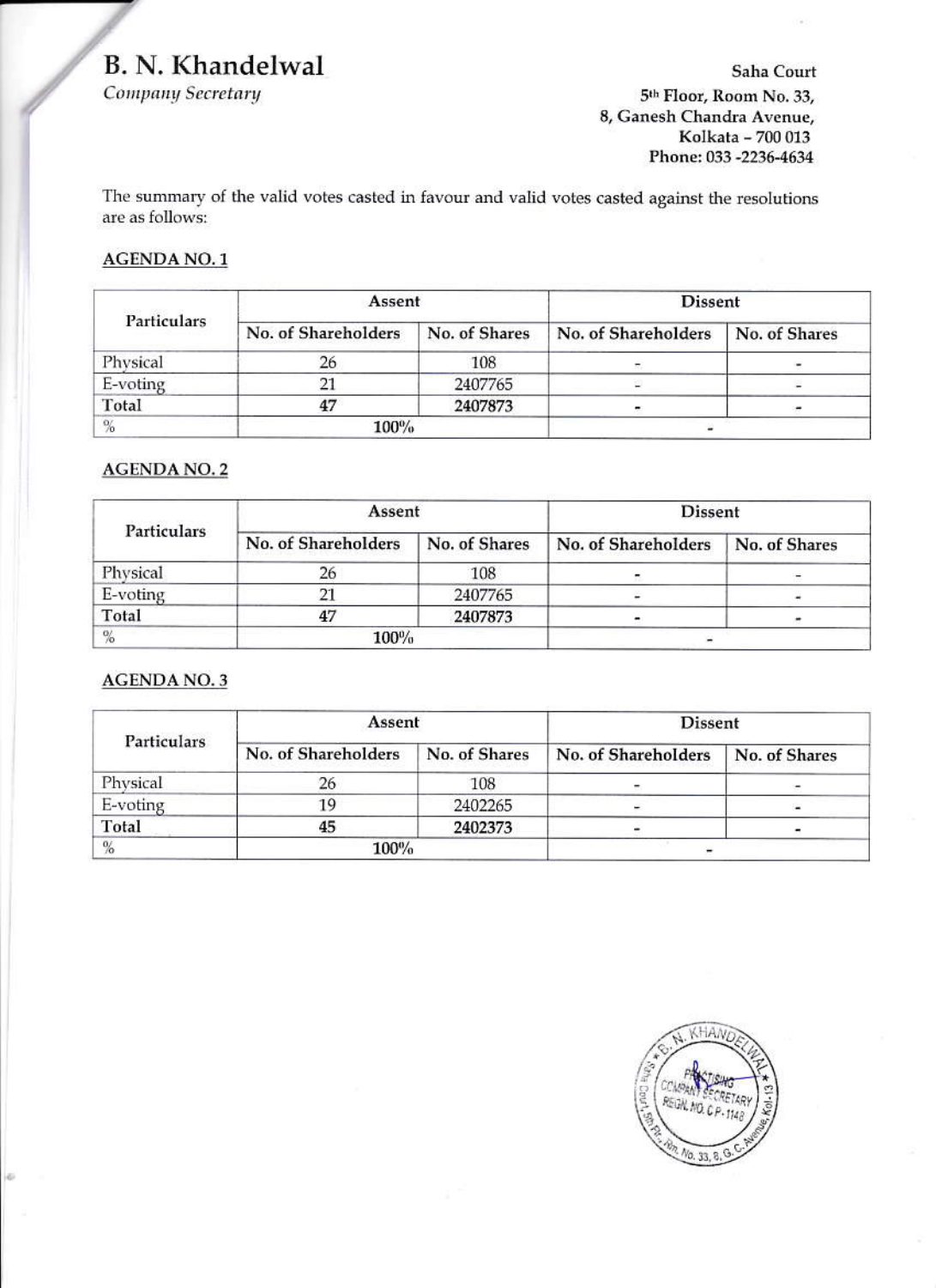# B. N. Khandelwal

*Company Secretary*

Saha Court
5th Floor, Room No. 33,
8, Ganesh Chandra Avenue,
Kolkata – 700 013
Phone: 033 -2236-4634

The summary of the valid votes casted in favour and valid votes casted against the resolutions are as follows:

## AGENDA NO. 1

| Particulars | Assent | | Dissent | |
|---|---|---|---|---|
| | No. of Shareholders | No. of Shares | No. of Shareholders | No. of Shares |
| Physical | 26 | 108 | - | - |
| E-voting | 21 | 2407765 | - | - |
| Total | 47 | 2407873 | - | - |
| % | 100% | | - | |

## AGENDA NO. 2

| Particulars | Assent | | Dissent | |
|---|---|---|---|---|
| | No. of Shareholders | No. of Shares | No. of Shareholders | No. of Shares |
| Physical | 26 | 108 | - | - |
| E-voting | 21 | 2407765 | - | - |
| Total | 47 | 2407873 | - | - |
| % | 100% | | - | |

## AGENDA NO. 3

| Particulars | Assent | | Dissent | |
|---|---|---|---|---|
| | No. of Shareholders | No. of Shares | No. of Shareholders | No. of Shares |
| Physical | 26 | 108 | - | - |
| E-voting | 19 | 2402265 | - | - |
| Total | 45 | 2402373 | - | - |
| % | 100% | | - | |

B. N. KHANDELWAL
PRACTISING COMPANY SECRETARY
REGN. NO. C.P.-1148
Saha Court, 5th Flr., Rm. No. 33, 8, G. C. Avenue, Kol-13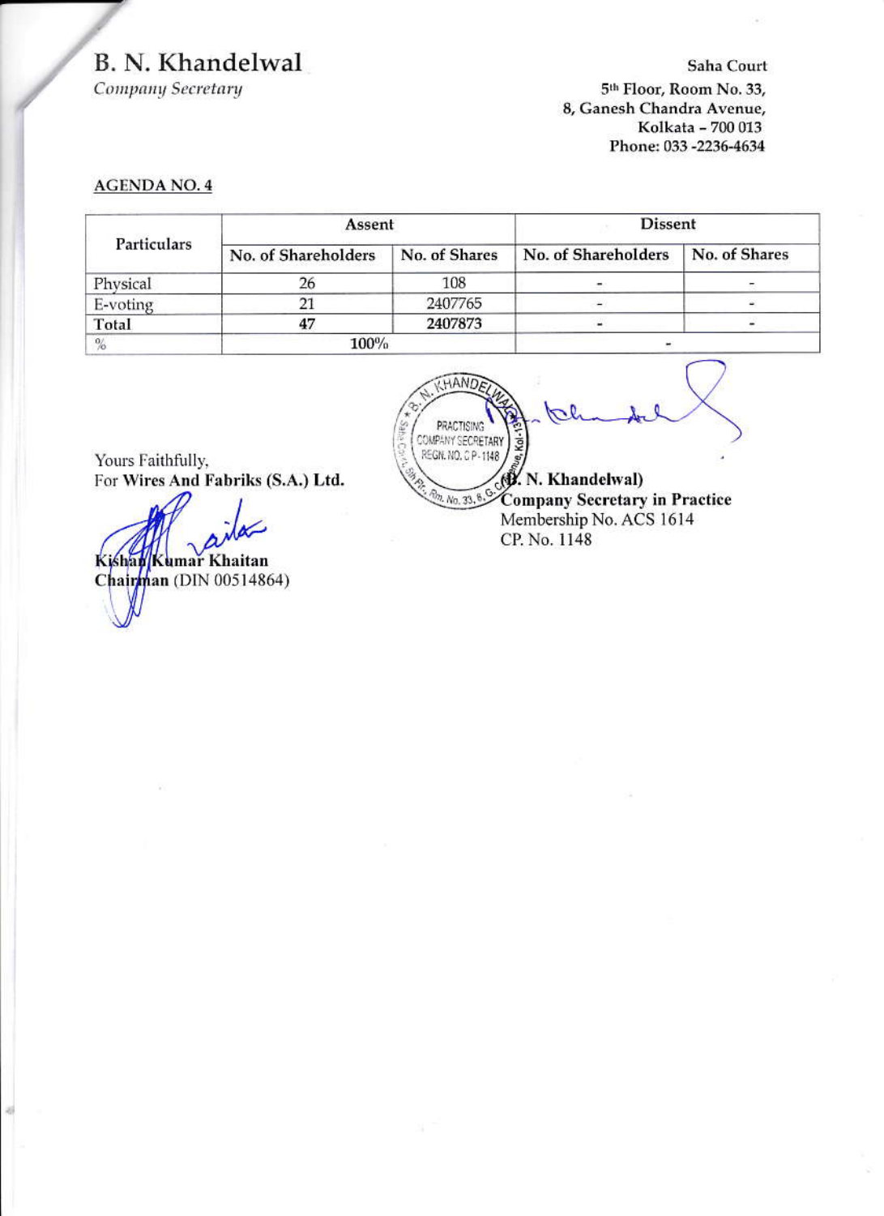# B. N. Khandelwal

*Company Secretary*

Saha Court
5th Floor, Room No. 33,
8, Ganesh Chandra Avenue,
Kolkata – 700 013
Phone: 033 -2236-4634

**AGENDA NO. 4**

| Particulars | Assent | | Dissent | |
|---|---|---|---|---|
| | No. of Shareholders | No. of Shares | No. of Shareholders | No. of Shares |
| Physical | 26 | 108 | - | - |
| E-voting | 21 | 2407765 | - | - |
| Total | 47 | 2407873 | - | - |
| % | 100% | | - | |

Yours Faithfully,
For **Wires And Fabriks (S.A.) Ltd.**

**Kishan Kumar Khaitan**
**Chairman** (DIN 00514864)

**(B. N. Khandelwal)**
**Company Secretary in Practice**
Membership No. ACS 1614
CP. No. 1148